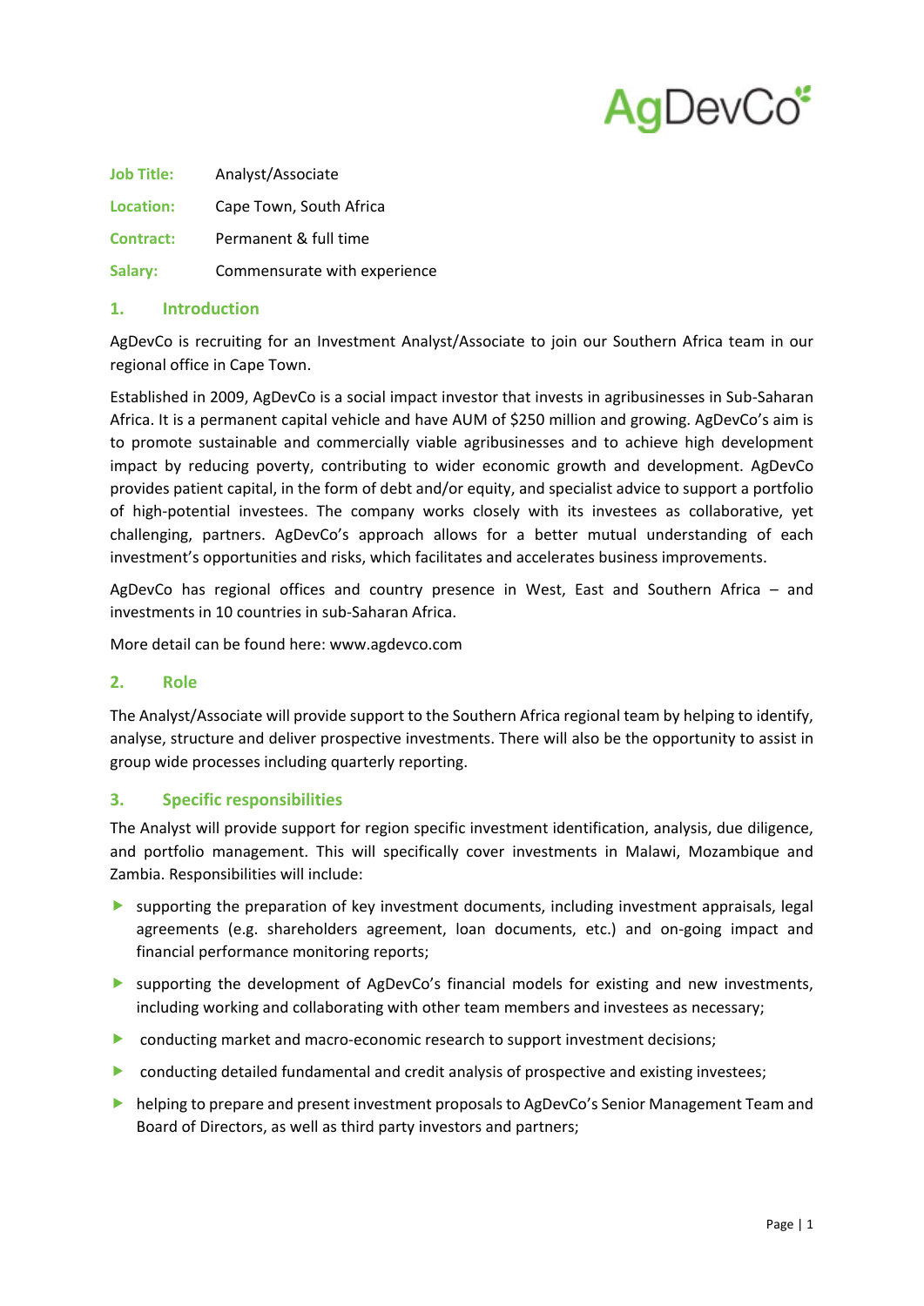AgDevCo

**Job Title:** Analyst/Associate

**Location:** Cape Town, South Africa

**Contract:** Permanent & full time

**Salary:** Commensurate with experience

## 1. Introduction

AgDevCo is recruiting for an Investment Analyst/Associate to join our Southern Africa team in our regional office in Cape Town.

Established in 2009, AgDevCo is a social impact investor that invests in agribusinesses in Sub-Saharan Africa. It is a permanent capital vehicle and have AUM of $250 million and growing. AgDevCo's aim is to promote sustainable and commercially viable agribusinesses and to achieve high development impact by reducing poverty, contributing to wider economic growth and development. AgDevCo provides patient capital, in the form of debt and/or equity, and specialist advice to support a portfolio of high-potential investees. The company works closely with its investees as collaborative, yet challenging, partners. AgDevCo's approach allows for a better mutual understanding of each investment's opportunities and risks, which facilitates and accelerates business improvements.

AgDevCo has regional offices and country presence in West, East and Southern Africa – and investments in 10 countries in sub-Saharan Africa.

More detail can be found here: www.agdevco.com

## 2. Role

The Analyst/Associate will provide support to the Southern Africa regional team by helping to identify, analyse, structure and deliver prospective investments. There will also be the opportunity to assist in group wide processes including quarterly reporting.

## 3. Specific responsibilities

The Analyst will provide support for region specific investment identification, analysis, due diligence, and portfolio management. This will specifically cover investments in Malawi, Mozambique and Zambia. Responsibilities will include:

- supporting the preparation of key investment documents, including investment appraisals, legal agreements (e.g. shareholders agreement, loan documents, etc.) and on-going impact and financial performance monitoring reports;
- supporting the development of AgDevCo's financial models for existing and new investments, including working and collaborating with other team members and investees as necessary;
- conducting market and macro-economic research to support investment decisions;
- conducting detailed fundamental and credit analysis of prospective and existing investees;
- helping to prepare and present investment proposals to AgDevCo's Senior Management Team and Board of Directors, as well as third party investors and partners;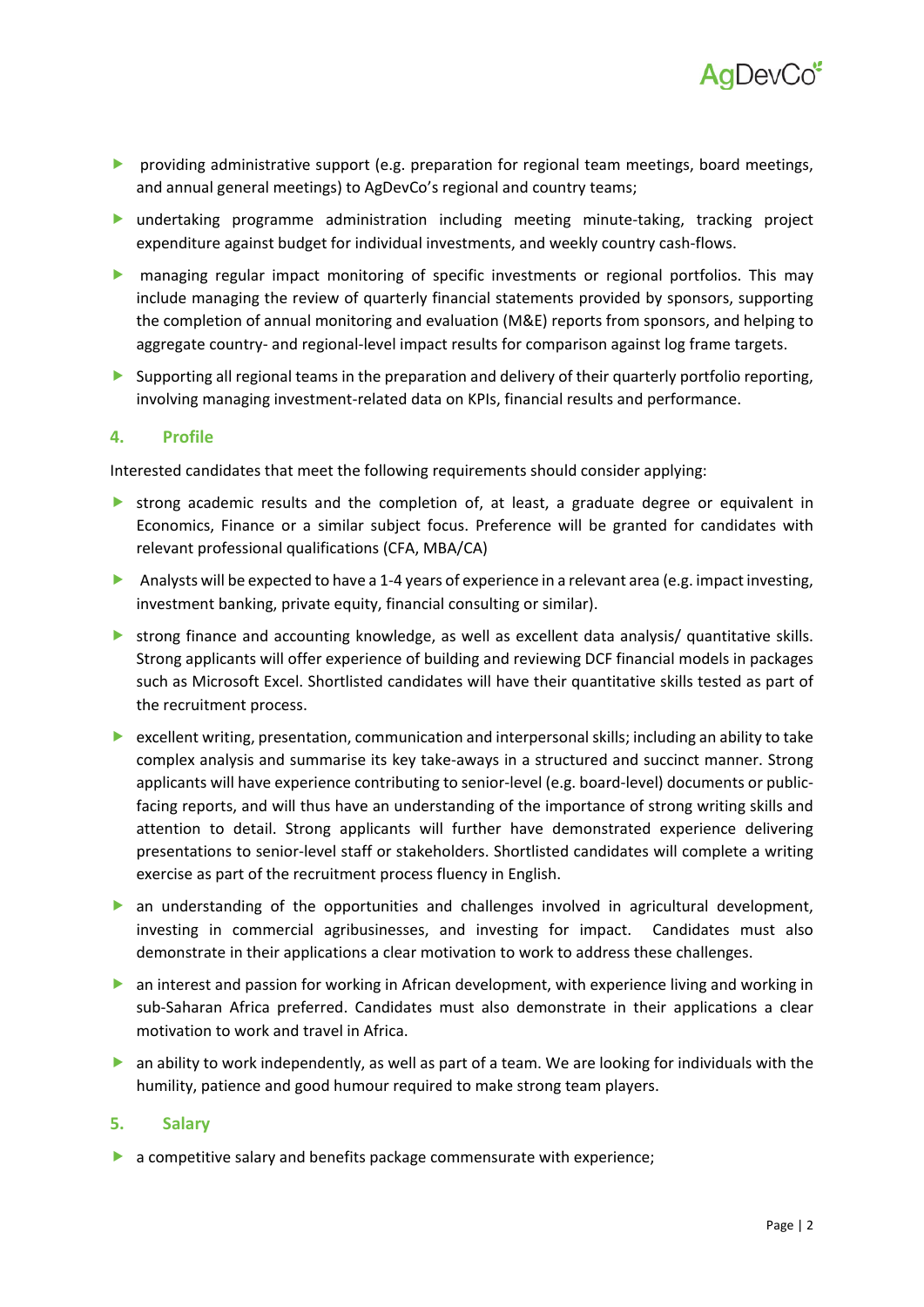- providing administrative support (e.g. preparation for regional team meetings, board meetings, and annual general meetings) to AgDevCo's regional and country teams;
- undertaking programme administration including meeting minute-taking, tracking project expenditure against budget for individual investments, and weekly country cash-flows.
- managing regular impact monitoring of specific investments or regional portfolios. This may include managing the review of quarterly financial statements provided by sponsors, supporting the completion of annual monitoring and evaluation (M&E) reports from sponsors, and helping to aggregate country- and regional-level impact results for comparison against log frame targets.
- Supporting all regional teams in the preparation and delivery of their quarterly portfolio reporting, involving managing investment-related data on KPIs, financial results and performance.

## 4. Profile

Interested candidates that meet the following requirements should consider applying:

- strong academic results and the completion of, at least, a graduate degree or equivalent in Economics, Finance or a similar subject focus. Preference will be granted for candidates with relevant professional qualifications (CFA, MBA/CA)
- Analysts will be expected to have a 1-4 years of experience in a relevant area (e.g. impact investing, investment banking, private equity, financial consulting or similar).
- strong finance and accounting knowledge, as well as excellent data analysis/ quantitative skills. Strong applicants will offer experience of building and reviewing DCF financial models in packages such as Microsoft Excel. Shortlisted candidates will have their quantitative skills tested as part of the recruitment process.
- excellent writing, presentation, communication and interpersonal skills; including an ability to take complex analysis and summarise its key take-aways in a structured and succinct manner. Strong applicants will have experience contributing to senior-level (e.g. board-level) documents or public-facing reports, and will thus have an understanding of the importance of strong writing skills and attention to detail. Strong applicants will further have demonstrated experience delivering presentations to senior-level staff or stakeholders. Shortlisted candidates will complete a writing exercise as part of the recruitment process fluency in English.
- an understanding of the opportunities and challenges involved in agricultural development, investing in commercial agribusinesses, and investing for impact. Candidates must also demonstrate in their applications a clear motivation to work to address these challenges.
- an interest and passion for working in African development, with experience living and working in sub-Saharan Africa preferred. Candidates must also demonstrate in their applications a clear motivation to work and travel in Africa.
- an ability to work independently, as well as part of a team. We are looking for individuals with the humility, patience and good humour required to make strong team players.

## 5. Salary

- a competitive salary and benefits package commensurate with experience;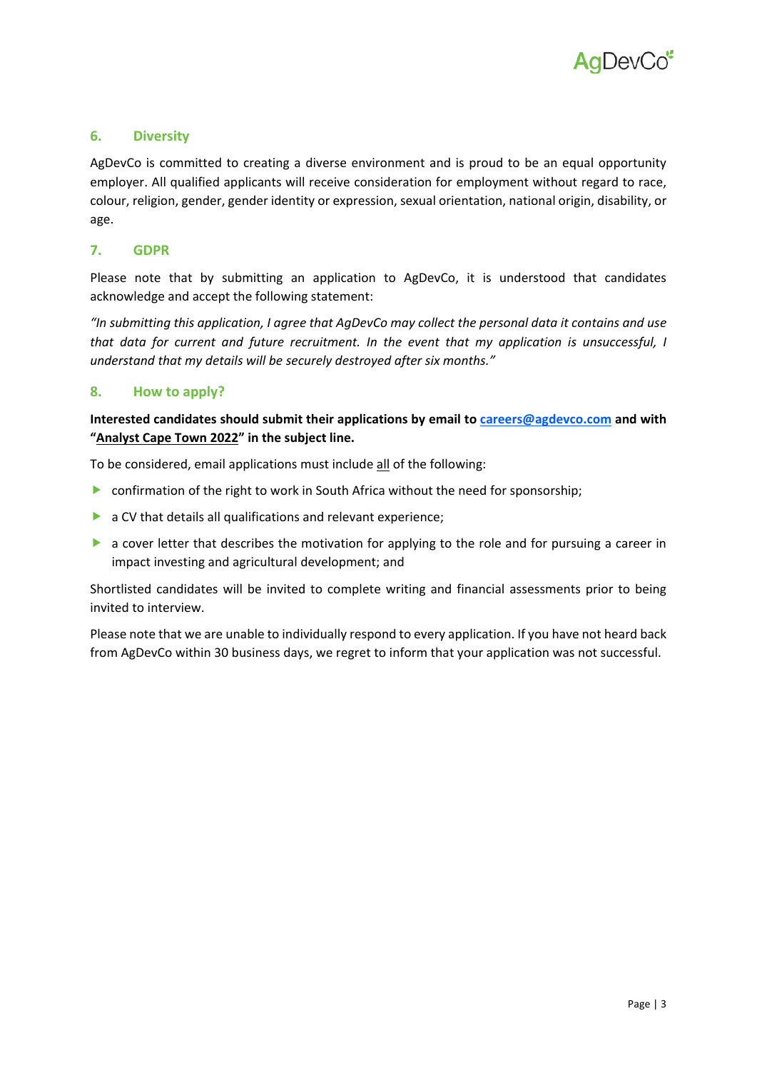## 6. Diversity

AgDevCo is committed to creating a diverse environment and is proud to be an equal opportunity employer. All qualified applicants will receive consideration for employment without regard to race, colour, religion, gender, gender identity or expression, sexual orientation, national origin, disability, or age.

## 7. GDPR

Please note that by submitting an application to AgDevCo, it is understood that candidates acknowledge and accept the following statement:

*"In submitting this application, I agree that AgDevCo may collect the personal data it contains and use that data for current and future recruitment. In the event that my application is unsuccessful, I understand that my details will be securely destroyed after six months."*

## 8. How to apply?

**Interested candidates should submit their applications by email to careers@agdevco.com and with "Analyst Cape Town 2022" in the subject line.**

To be considered, email applications must include all of the following:

- confirmation of the right to work in South Africa without the need for sponsorship;
- a CV that details all qualifications and relevant experience;
- a cover letter that describes the motivation for applying to the role and for pursuing a career in impact investing and agricultural development; and

Shortlisted candidates will be invited to complete writing and financial assessments prior to being invited to interview.

Please note that we are unable to individually respond to every application. If you have not heard back from AgDevCo within 30 business days, we regret to inform that your application was not successful.